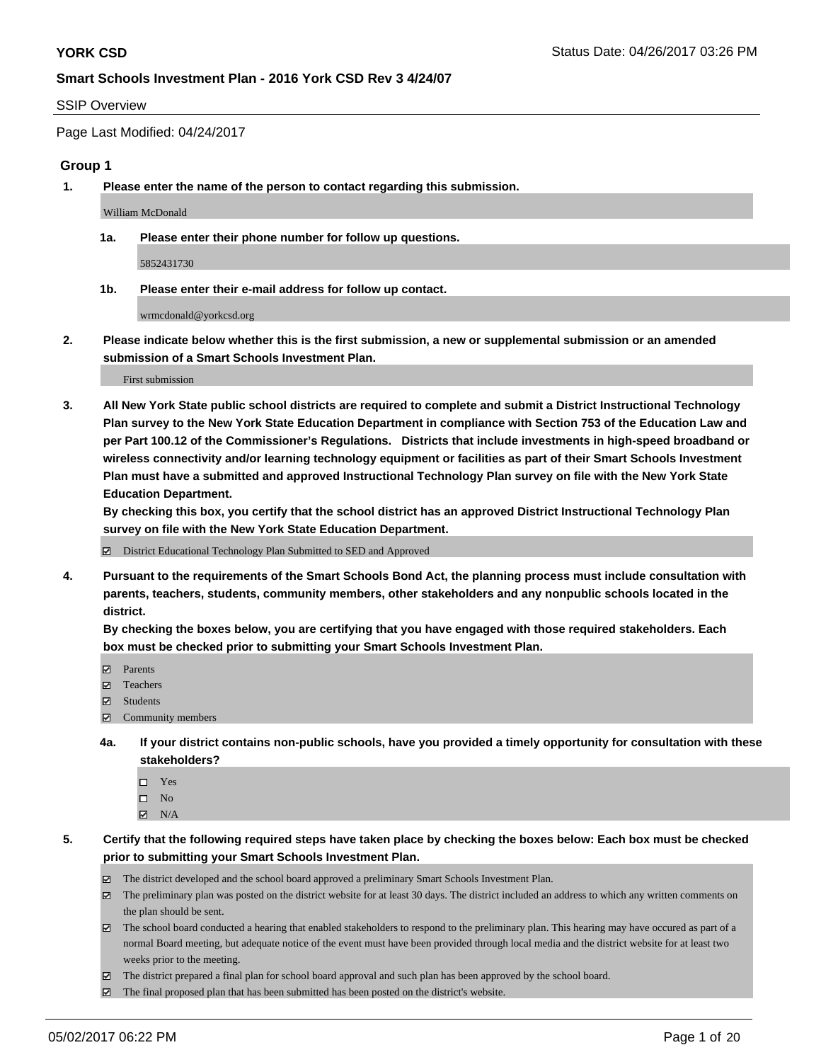# YORK CSD

Status Date: 04/26/2017 03:26 PM

## Smart Schools Investment Plan - 2016 York CSD Rev 3 4/24/07

SSIP Overview

Page Last Modified: 04/24/2017

### Group 1

**1. Please enter the name of the person to contact regarding this submission.**

William McDonald

**1a. Please enter their phone number for follow up questions.**

5852431730

**1b. Please enter their e-mail address for follow up contact.**

wrmcdonald@yorkcsd.org

**2. Please indicate below whether this is the first submission, a new or supplemental submission or an amended submission of a Smart Schools Investment Plan.**

First submission

**3. All New York State public school districts are required to complete and submit a District Instructional Technology Plan survey to the New York State Education Department in compliance with Section 753 of the Education Law and per Part 100.12 of the Commissioner's Regulations. Districts that include investments in high-speed broadband or wireless connectivity and/or learning technology equipment or facilities as part of their Smart Schools Investment Plan must have a submitted and approved Instructional Technology Plan survey on file with the New York State Education Department.**
**By checking this box, you certify that the school district has an approved District Instructional Technology Plan survey on file with the New York State Education Department.**

- [x] District Educational Technology Plan Submitted to SED and Approved

**4. Pursuant to the requirements of the Smart Schools Bond Act, the planning process must include consultation with parents, teachers, students, community members, other stakeholders and any nonpublic schools located in the district.**
**By checking the boxes below, you are certifying that you have engaged with those required stakeholders. Each box must be checked prior to submitting your Smart Schools Investment Plan.**

- [x] Parents
- [x] Teachers
- [x] Students
- [x] Community members

**4a. If your district contains non-public schools, have you provided a timely opportunity for consultation with these stakeholders?**

- [ ] Yes
- [ ] No
- [x] N/A

**5. Certify that the following required steps have taken place by checking the boxes below: Each box must be checked prior to submitting your Smart Schools Investment Plan.**

- [x] The district developed and the school board approved a preliminary Smart Schools Investment Plan.
- [x] The preliminary plan was posted on the district website for at least 30 days. The district included an address to which any written comments on the plan should be sent.
- [x] The school board conducted a hearing that enabled stakeholders to respond to the preliminary plan. This hearing may have occured as part of a normal Board meeting, but adequate notice of the event must have been provided through local media and the district website for at least two weeks prior to the meeting.
- [x] The district prepared a final plan for school board approval and such plan has been approved by the school board.
- [x] The final proposed plan that has been submitted has been posted on the district's website.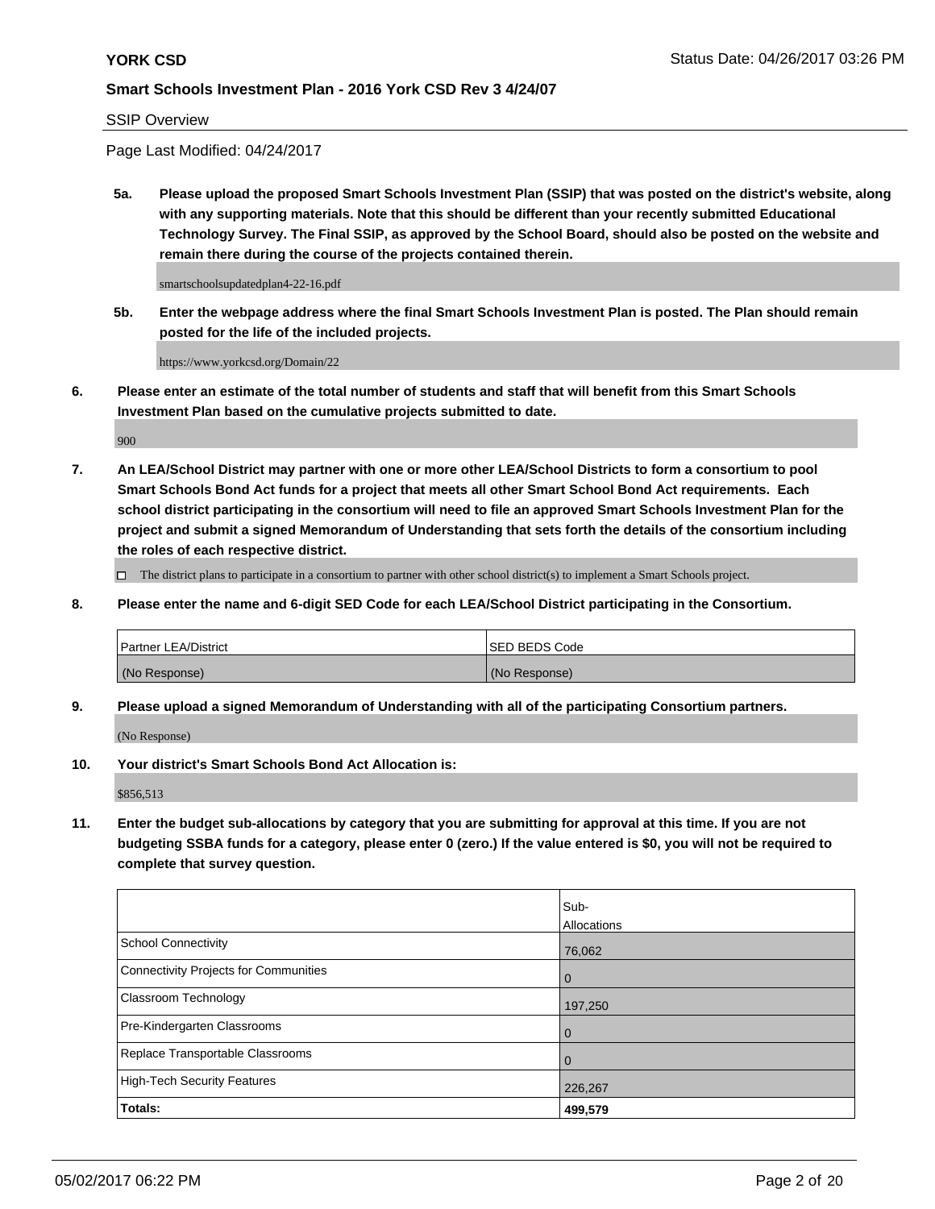SSIP Overview

Page Last Modified: 04/24/2017

**5a. Please upload the proposed Smart Schools Investment Plan (SSIP) that was posted on the district's website, along with any supporting materials. Note that this should be different than your recently submitted Educational Technology Survey. The Final SSIP, as approved by the School Board, should also be posted on the website and remain there during the course of the projects contained therein.**

smartschoolsupdatedplan4-22-16.pdf

**5b. Enter the webpage address where the final Smart Schools Investment Plan is posted. The Plan should remain posted for the life of the included projects.**

https://www.yorkcsd.org/Domain/22

**6. Please enter an estimate of the total number of students and staff that will benefit from this Smart Schools Investment Plan based on the cumulative projects submitted to date.**

900

**7. An LEA/School District may partner with one or more other LEA/School Districts to form a consortium to pool Smart Schools Bond Act funds for a project that meets all other Smart School Bond Act requirements. Each school district participating in the consortium will need to file an approved Smart Schools Investment Plan for the project and submit a signed Memorandum of Understanding that sets forth the details of the consortium including the roles of each respective district.**

☐ The district plans to participate in a consortium to partner with other school district(s) to implement a Smart Schools project.

**8. Please enter the name and 6-digit SED Code for each LEA/School District participating in the Consortium.**

| Partner LEA/District | SED BEDS Code |
|---|---|
| (No Response) | (No Response) |

**9. Please upload a signed Memorandum of Understanding with all of the participating Consortium partners.**

(No Response)

**10. Your district's Smart Schools Bond Act Allocation is:**

$856,513

**11. Enter the budget sub-allocations by category that you are submitting for approval at this time. If you are not budgeting SSBA funds for a category, please enter 0 (zero.) If the value entered is $0, you will not be required to complete that survey question.**

| | Sub-Allocations |
|---|---|
| School Connectivity | 76,062 |
| Connectivity Projects for Communities | 0 |
| Classroom Technology | 197,250 |
| Pre-Kindergarten Classrooms | 0 |
| Replace Transportable Classrooms | 0 |
| High-Tech Security Features | 226,267 |
| **Totals:** | **499,579** |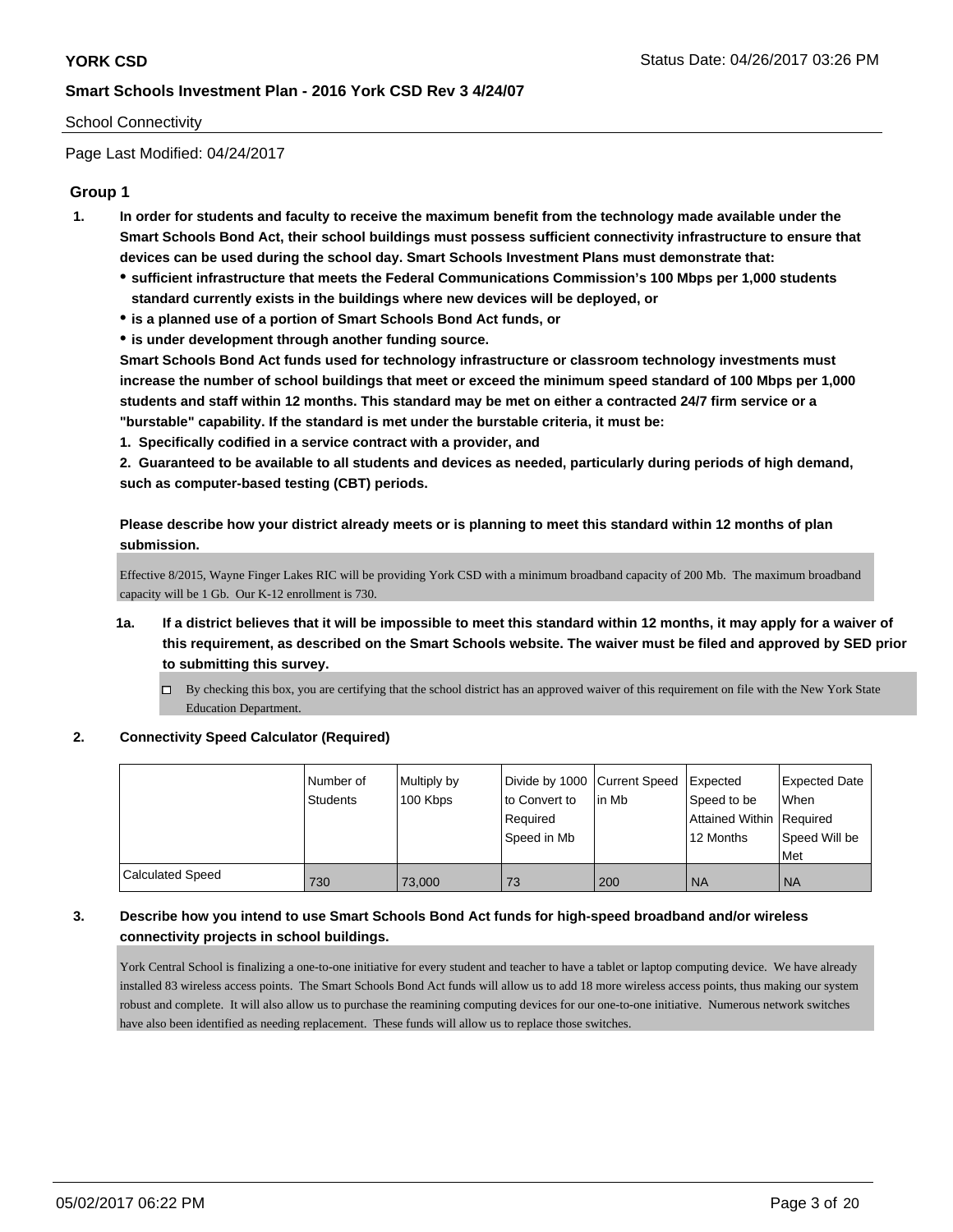School Connectivity

Page Last Modified: 04/24/2017

## Group 1

1. **In order for students and faculty to receive the maximum benefit from the technology made available under the Smart Schools Bond Act, their school buildings must possess sufficient connectivity infrastructure to ensure that devices can be used during the school day. Smart Schools Investment Plans must demonstrate that:**
   - **sufficient infrastructure that meets the Federal Communications Commission's 100 Mbps per 1,000 students standard currently exists in the buildings where new devices will be deployed, or**
   - **is a planned use of a portion of Smart Schools Bond Act funds, or**
   - **is under development through another funding source.**

   **Smart Schools Bond Act funds used for technology infrastructure or classroom technology investments must increase the number of school buildings that meet or exceed the minimum speed standard of 100 Mbps per 1,000 students and staff within 12 months. This standard may be met on either a contracted 24/7 firm service or a "burstable" capability. If the standard is met under the burstable criteria, it must be:**

   **1. Specifically codified in a service contract with a provider, and**

   **2. Guaranteed to be available to all students and devices as needed, particularly during periods of high demand, such as computer-based testing (CBT) periods.**

   **Please describe how your district already meets or is planning to meet this standard within 12 months of plan submission.**

   Effective 8/2015, Wayne Finger Lakes RIC will be providing York CSD with a minimum broadband capacity of 200 Mb. The maximum broadband capacity will be 1 Gb. Our K-12 enrollment is 730.

   1a. **If a district believes that it will be impossible to meet this standard within 12 months, it may apply for a waiver of this requirement, as described on the Smart Schools website. The waiver must be filed and approved by SED prior to submitting this survey.**

   ☐ By checking this box, you are certifying that the school district has an approved waiver of this requirement on file with the New York State Education Department.

2. **Connectivity Speed Calculator (Required)**

| | Number of Students | Multiply by 100 Kbps | Divide by 1000 to Convert to Required Speed in Mb | Current Speed in Mb | Expected Speed to be Attained Within 12 Months | Expected Date When Required Speed Will be Met |
|---|---|---|---|---|---|---|
| Calculated Speed | 730 | 73,000 | 73 | 200 | NA | NA |

3. **Describe how you intend to use Smart Schools Bond Act funds for high-speed broadband and/or wireless connectivity projects in school buildings.**

   York Central School is finalizing a one-to-one initiative for every student and teacher to have a tablet or laptop computing device. We have already installed 83 wireless access points. The Smart Schools Bond Act funds will allow us to add 18 more wireless access points, thus making our system robust and complete. It will also allow us to purchase the reamining computing devices for our one-to-one initiative. Numerous network switches have also been identified as needing replacement. These funds will allow us to replace those switches.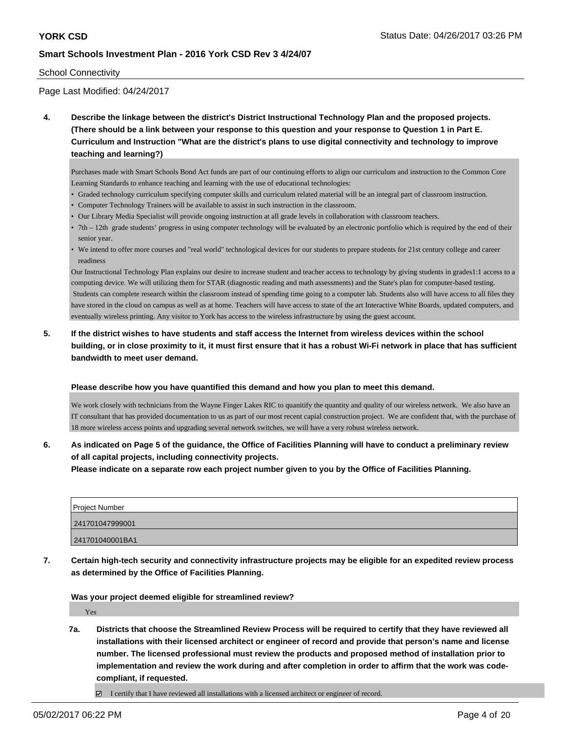School Connectivity

Page Last Modified: 04/24/2017

**4. Describe the linkage between the district's District Instructional Technology Plan and the proposed projects. (There should be a link between your response to this question and your response to Question 1 in Part E. Curriculum and Instruction "What are the district's plans to use digital connectivity and technology to improve teaching and learning?)**

Purchases made with Smart Schools Bond Act funds are part of our continuing efforts to align our curriculum and instruction to the Common Core Learning Standards to enhance teaching and learning with the use of educational technologies:

- Graded technology curriculum specifying computer skills and curriculum related material will be an integral part of classroom instruction.
- Computer Technology Trainers will be available to assist in such instruction in the classroom.
- Our Library Media Specialist will provide ongoing instruction at all grade levels in collaboration with classroom teachers.
- 7th – 12th grade students' progress in using computer technology will be evaluated by an electronic portfolio which is required by the end of their senior year.
- We intend to offer more courses and "real world" technological devices for our students to prepare students for 21st century college and career readiness

Our Instructional Technology Plan explains our desire to increase student and teacher access to technology by giving students in grades1:1 access to a computing device. We will utilizing them for STAR (diagnostic reading and math assessments) and the State's plan for computer-based testing. Students can complete research within the classroom instead of spending time going to a computer lab. Students also will have access to all files they have stored in the cloud on campus as well as at home. Teachers will have access to state of the art Interactive White Boards, updated computers, and eventually wireless printing. Any visitor to York has access to the wireless infrastructure by using the guest account.

**5. If the district wishes to have students and staff access the Internet from wireless devices within the school building, or in close proximity to it, it must first ensure that it has a robust Wi-Fi network in place that has sufficient bandwidth to meet user demand.**

**Please describe how you have quantified this demand and how you plan to meet this demand.**

We work closely with technicians from the Wayne Finger Lakes RIC to quanitify the quantity and quality of our wireless network. We also have an IT consultant that has provided documentation to us as part of our most recent capial construction project. We are confident that, with the purchase of 18 more wireless access points and upgrading several network switches, we will have a very robust wireless network.

**6. As indicated on Page 5 of the guidance, the Office of Facilities Planning will have to conduct a preliminary review of all capital projects, including connectivity projects.**
**Please indicate on a separate row each project number given to you by the Office of Facilities Planning.**

| Project Number |
|---|
| 241701047999001 |
| 241701040001BA1 |

**7. Certain high-tech security and connectivity infrastructure projects may be eligible for an expedited review process as determined by the Office of Facilities Planning.**

**Was your project deemed eligible for streamlined review?**

Yes

**7a. Districts that choose the Streamlined Review Process will be required to certify that they have reviewed all installations with their licensed architect or engineer of record and provide that person's name and license number. The licensed professional must review the products and proposed method of installation prior to implementation and review the work during and after completion in order to affirm that the work was code-compliant, if requested.**

☑ I certify that I have reviewed all installations with a licensed architect or engineer of record.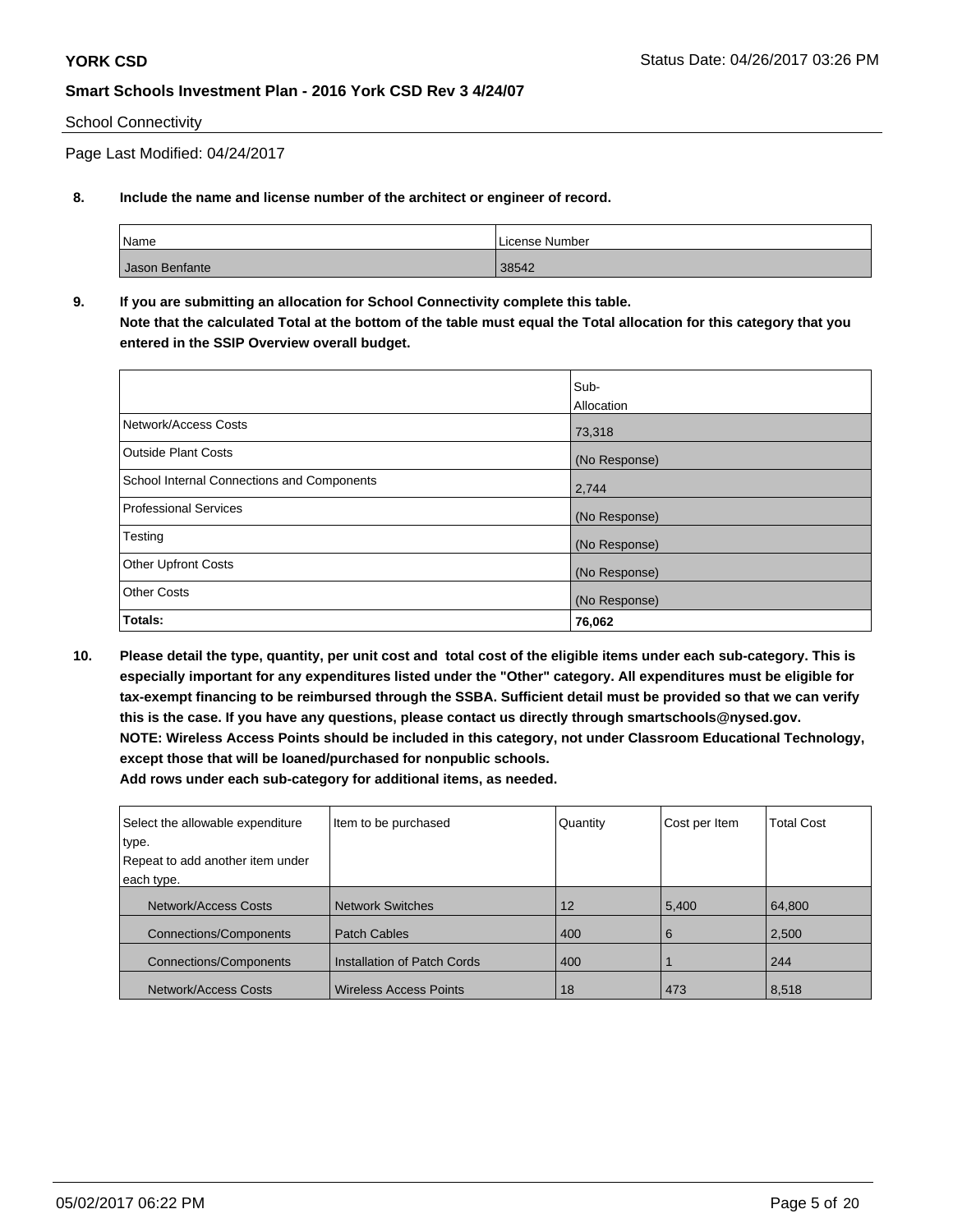School Connectivity

Page Last Modified: 04/24/2017

**8. Include the name and license number of the architect or engineer of record.**

| Name | License Number |
|---|---|
| Jason Benfante | 38542 |

**9. If you are submitting an allocation for School Connectivity complete this table.**
**Note that the calculated Total at the bottom of the table must equal the Total allocation for this category that you entered in the SSIP Overview overall budget.**

| | Sub-Allocation |
|---|---|
| Network/Access Costs | 73,318 |
| Outside Plant Costs | (No Response) |
| School Internal Connections and Components | 2,744 |
| Professional Services | (No Response) |
| Testing | (No Response) |
| Other Upfront Costs | (No Response) |
| Other Costs | (No Response) |
| **Totals:** | **76,062** |

**10. Please detail the type, quantity, per unit cost and total cost of the eligible items under each sub-category. This is especially important for any expenditures listed under the "Other" category. All expenditures must be eligible for tax-exempt financing to be reimbursed through the SSBA. Sufficient detail must be provided so that we can verify this is the case. If you have any questions, please contact us directly through smartschools@nysed.gov.**
**NOTE: Wireless Access Points should be included in this category, not under Classroom Educational Technology, except those that will be loaned/purchased for nonpublic schools.**
**Add rows under each sub-category for additional items, as needed.**

| Select the allowable expenditure type. Repeat to add another item under each type. | Item to be purchased | Quantity | Cost per Item | Total Cost |
|---|---|---|---|---|
| Network/Access Costs | Network Switches | 12 | 5,400 | 64,800 |
| Connections/Components | Patch Cables | 400 | 6 | 2,500 |
| Connections/Components | Installation of Patch Cords | 400 | 1 | 244 |
| Network/Access Costs | Wireless Access Points | 18 | 473 | 8,518 |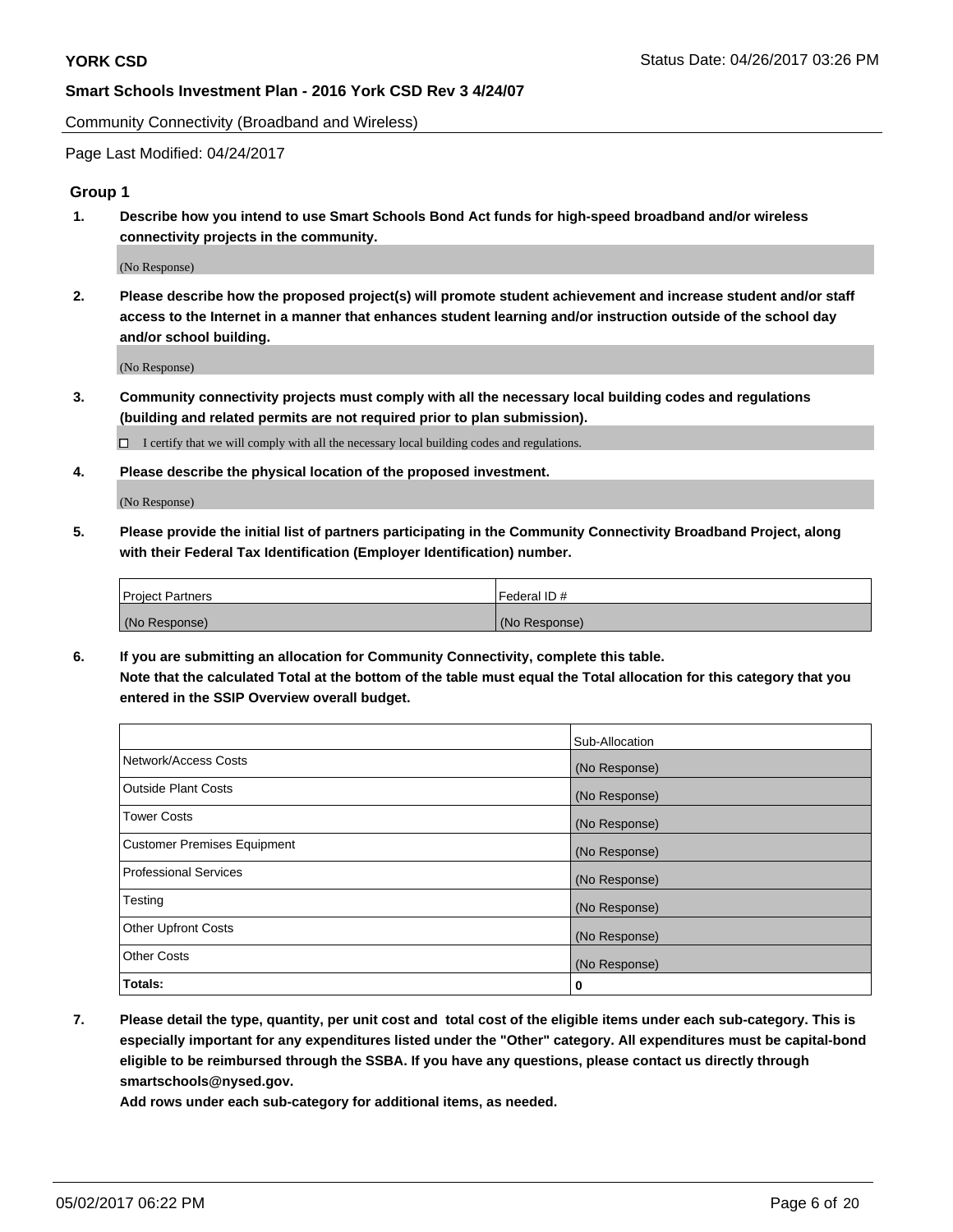Community Connectivity (Broadband and Wireless)

Page Last Modified: 04/24/2017

## Group 1

**1. Describe how you intend to use Smart Schools Bond Act funds for high-speed broadband and/or wireless connectivity projects in the community.**

(No Response)

**2. Please describe how the proposed project(s) will promote student achievement and increase student and/or staff access to the Internet in a manner that enhances student learning and/or instruction outside of the school day and/or school building.**

(No Response)

**3. Community connectivity projects must comply with all the necessary local building codes and regulations (building and related permits are not required prior to plan submission).**

☐ I certify that we will comply with all the necessary local building codes and regulations.

**4. Please describe the physical location of the proposed investment.**

(No Response)

**5. Please provide the initial list of partners participating in the Community Connectivity Broadband Project, along with their Federal Tax Identification (Employer Identification) number.**

| Project Partners | Federal ID # |
|---|---|
| (No Response) | (No Response) |

**6. If you are submitting an allocation for Community Connectivity, complete this table. Note that the calculated Total at the bottom of the table must equal the Total allocation for this category that you entered in the SSIP Overview overall budget.**

| | Sub-Allocation |
|---|---|
| Network/Access Costs | (No Response) |
| Outside Plant Costs | (No Response) |
| Tower Costs | (No Response) |
| Customer Premises Equipment | (No Response) |
| Professional Services | (No Response) |
| Testing | (No Response) |
| Other Upfront Costs | (No Response) |
| Other Costs | (No Response) |
| **Totals:** | **0** |

**7. Please detail the type, quantity, per unit cost and total cost of the eligible items under each sub-category. This is especially important for any expenditures listed under the "Other" category. All expenditures must be capital-bond eligible to be reimbursed through the SSBA. If you have any questions, please contact us directly through smartschools@nysed.gov.**

**Add rows under each sub-category for additional items, as needed.**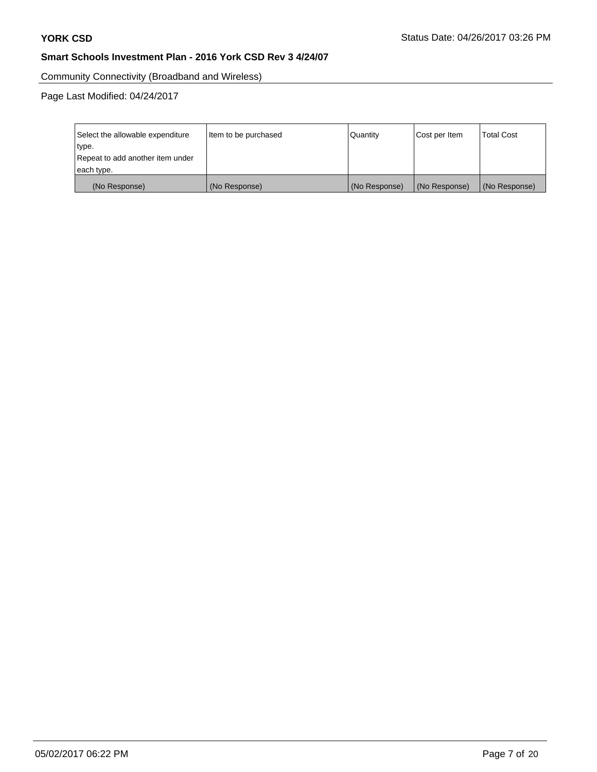Community Connectivity (Broadband and Wireless)

Page Last Modified: 04/24/2017

| Select the allowable expenditure type. Repeat to add another item under each type. | Item to be purchased | Quantity | Cost per Item | Total Cost |
|---|---|---|---|---|
| (No Response) | (No Response) | (No Response) | (No Response) | (No Response) |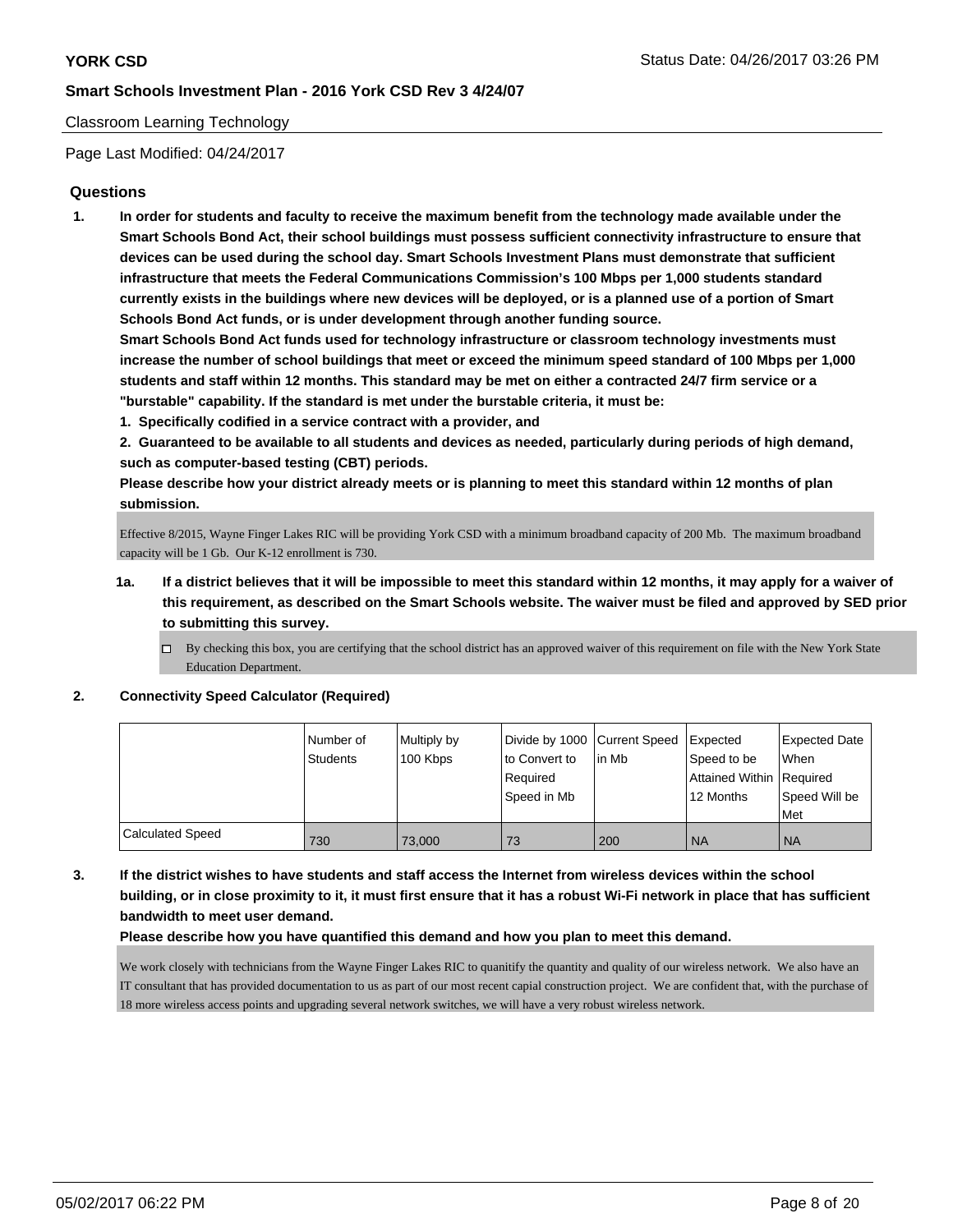Classroom Learning Technology

Page Last Modified: 04/24/2017

## Questions

**1. In order for students and faculty to receive the maximum benefit from the technology made available under the Smart Schools Bond Act, their school buildings must possess sufficient connectivity infrastructure to ensure that devices can be used during the school day. Smart Schools Investment Plans must demonstrate that sufficient infrastructure that meets the Federal Communications Commission's 100 Mbps per 1,000 students standard currently exists in the buildings where new devices will be deployed, or is a planned use of a portion of Smart Schools Bond Act funds, or is under development through another funding source.**

**Smart Schools Bond Act funds used for technology infrastructure or classroom technology investments must increase the number of school buildings that meet or exceed the minimum speed standard of 100 Mbps per 1,000 students and staff within 12 months. This standard may be met on either a contracted 24/7 firm service or a "burstable" capability. If the standard is met under the burstable criteria, it must be:**

**1. Specifically codified in a service contract with a provider, and**

**2. Guaranteed to be available to all students and devices as needed, particularly during periods of high demand, such as computer-based testing (CBT) periods.**

**Please describe how your district already meets or is planning to meet this standard within 12 months of plan submission.**

Effective 8/2015, Wayne Finger Lakes RIC will be providing York CSD with a minimum broadband capacity of 200 Mb. The maximum broadband capacity will be 1 Gb. Our K-12 enrollment is 730.

**1a. If a district believes that it will be impossible to meet this standard within 12 months, it may apply for a waiver of this requirement, as described on the Smart Schools website. The waiver must be filed and approved by SED prior to submitting this survey.**

☐ By checking this box, you are certifying that the school district has an approved waiver of this requirement on file with the New York State Education Department.

**2. Connectivity Speed Calculator (Required)**

| | Number of Students | Multiply by 100 Kbps | Divide by 1000 to Convert to Required Speed in Mb | Current Speed in Mb | Expected Speed to be Attained Within 12 Months | Expected Date When Required Speed Will be Met |
|---|---|---|---|---|---|---|
| Calculated Speed | 730 | 73,000 | 73 | 200 | NA | NA |

**3. If the district wishes to have students and staff access the Internet from wireless devices within the school building, or in close proximity to it, it must first ensure that it has a robust Wi-Fi network in place that has sufficient bandwidth to meet user demand.**

**Please describe how you have quantified this demand and how you plan to meet this demand.**

We work closely with technicians from the Wayne Finger Lakes RIC to quanitify the quantity and quality of our wireless network. We also have an IT consultant that has provided documentation to us as part of our most recent capial construction project. We are confident that, with the purchase of 18 more wireless access points and upgrading several network switches, we will have a very robust wireless network.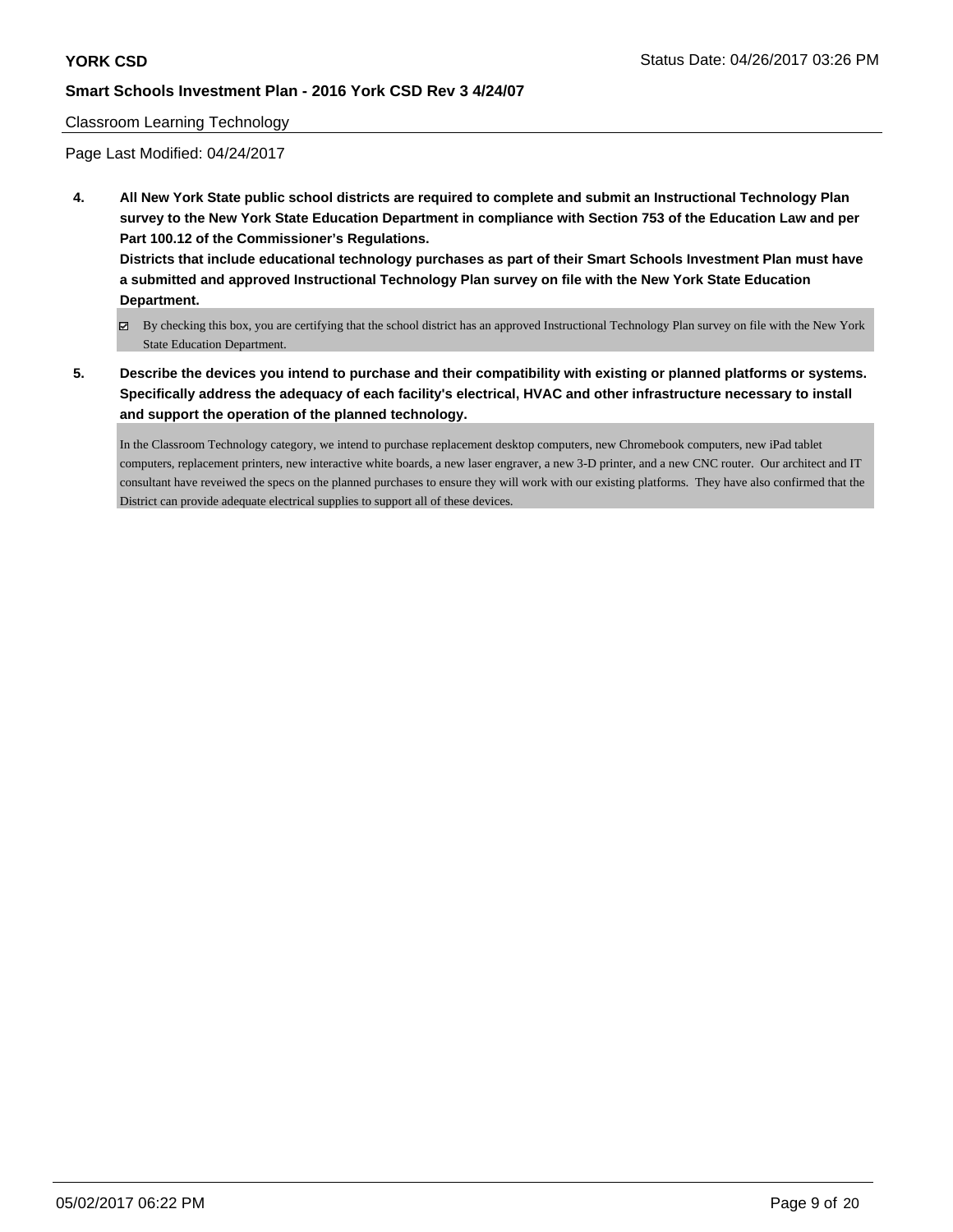## Classroom Learning Technology

Page Last Modified: 04/24/2017

**4. All New York State public school districts are required to complete and submit an Instructional Technology Plan survey to the New York State Education Department in compliance with Section 753 of the Education Law and per Part 100.12 of the Commissioner's Regulations.**

**Districts that include educational technology purchases as part of their Smart Schools Investment Plan must have a submitted and approved Instructional Technology Plan survey on file with the New York State Education Department.**

- [x] By checking this box, you are certifying that the school district has an approved Instructional Technology Plan survey on file with the New York State Education Department.

**5. Describe the devices you intend to purchase and their compatibility with existing or planned platforms or systems. Specifically address the adequacy of each facility's electrical, HVAC and other infrastructure necessary to install and support the operation of the planned technology.**

In the Classroom Technology category, we intend to purchase replacement desktop computers, new Chromebook computers, new iPad tablet computers, replacement printers, new interactive white boards, a new laser engraver, a new 3-D printer, and a new CNC router. Our architect and IT consultant have reveiwed the specs on the planned purchases to ensure they will work with our existing platforms. They have also confirmed that the District can provide adequate electrical supplies to support all of these devices.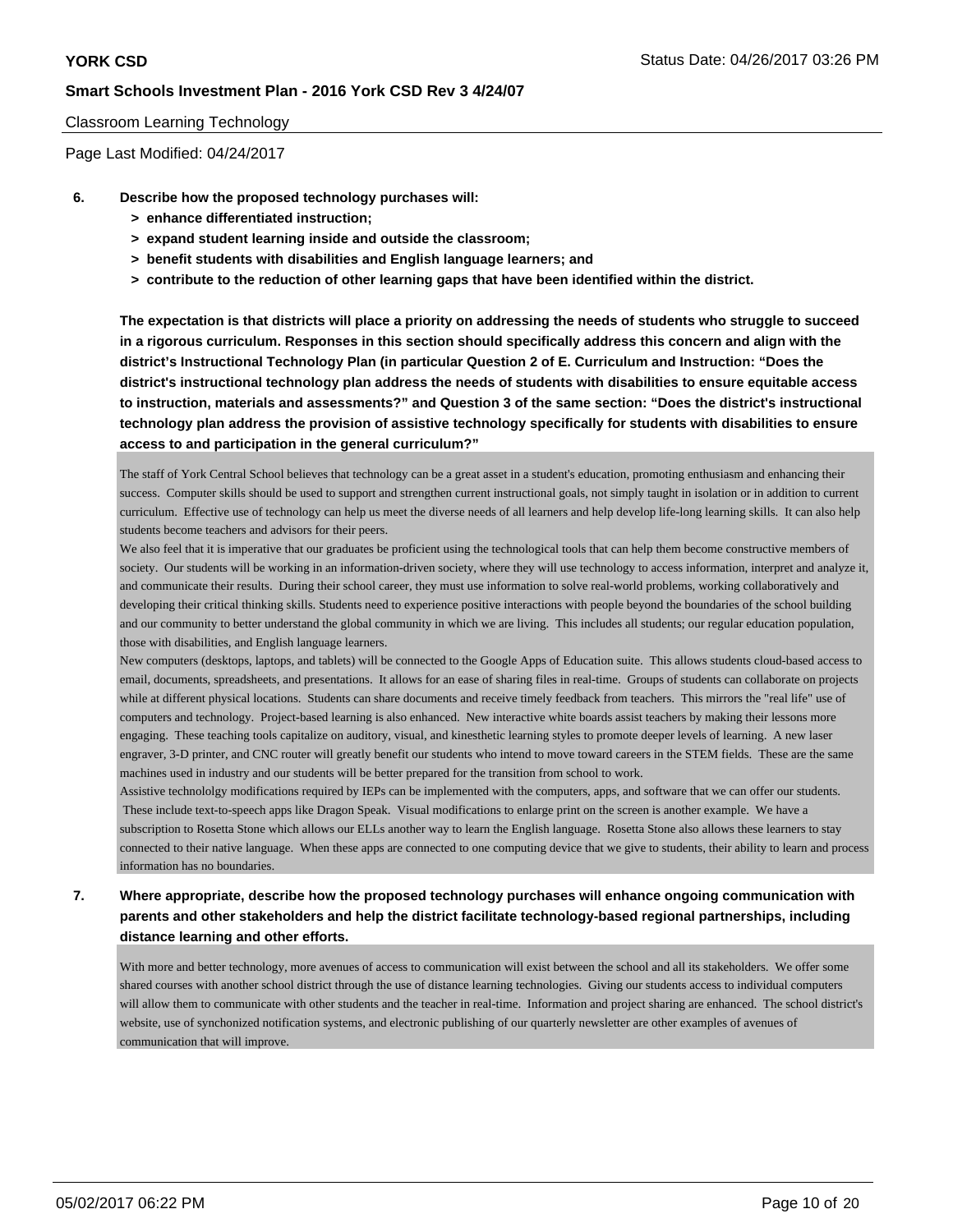Classroom Learning Technology

Page Last Modified: 04/24/2017

**6. Describe how the proposed technology purchases will:**

- **> enhance differentiated instruction;**
- **> expand student learning inside and outside the classroom;**
- **> benefit students with disabilities and English language learners; and**
- **> contribute to the reduction of other learning gaps that have been identified within the district.**

**The expectation is that districts will place a priority on addressing the needs of students who struggle to succeed in a rigorous curriculum. Responses in this section should specifically address this concern and align with the district's Instructional Technology Plan (in particular Question 2 of E. Curriculum and Instruction: "Does the district's instructional technology plan address the needs of students with disabilities to ensure equitable access to instruction, materials and assessments?" and Question 3 of the same section: "Does the district's instructional technology plan address the provision of assistive technology specifically for students with disabilities to ensure access to and participation in the general curriculum?"**

The staff of York Central School believes that technology can be a great asset in a student's education, promoting enthusiasm and enhancing their success. Computer skills should be used to support and strengthen current instructional goals, not simply taught in isolation or in addition to current curriculum. Effective use of technology can help us meet the diverse needs of all learners and help develop life-long learning skills. It can also help students become teachers and advisors for their peers.

We also feel that it is imperative that our graduates be proficient using the technological tools that can help them become constructive members of society. Our students will be working in an information-driven society, where they will use technology to access information, interpret and analyze it, and communicate their results. During their school career, they must use information to solve real-world problems, working collaboratively and developing their critical thinking skills. Students need to experience positive interactions with people beyond the boundaries of the school building and our community to better understand the global community in which we are living. This includes all students; our regular education population, those with disabilities, and English language learners.

New computers (desktops, laptops, and tablets) will be connected to the Google Apps of Education suite. This allows students cloud-based access to email, documents, spreadsheets, and presentations. It allows for an ease of sharing files in real-time. Groups of students can collaborate on projects while at different physical locations. Students can share documents and receive timely feedback from teachers. This mirrors the "real life" use of computers and technology. Project-based learning is also enhanced. New interactive white boards assist teachers by making their lessons more engaging. These teaching tools capitalize on auditory, visual, and kinesthetic learning styles to promote deeper levels of learning. A new laser engraver, 3-D printer, and CNC router will greatly benefit our students who intend to move toward careers in the STEM fields. These are the same machines used in industry and our students will be better prepared for the transition from school to work.

Assistive technololgy modifications required by IEPs can be implemented with the computers, apps, and software that we can offer our students. These include text-to-speech apps like Dragon Speak. Visual modifications to enlarge print on the screen is another example. We have a subscription to Rosetta Stone which allows our ELLs another way to learn the English language. Rosetta Stone also allows these learners to stay connected to their native language. When these apps are connected to one computing device that we give to students, their ability to learn and process information has no boundaries.

**7. Where appropriate, describe how the proposed technology purchases will enhance ongoing communication with parents and other stakeholders and help the district facilitate technology-based regional partnerships, including distance learning and other efforts.**

With more and better technology, more avenues of access to communication will exist between the school and all its stakeholders. We offer some shared courses with another school district through the use of distance learning technologies. Giving our students access to individual computers will allow them to communicate with other students and the teacher in real-time. Information and project sharing are enhanced. The school district's website, use of synchonized notification systems, and electronic publishing of our quarterly newsletter are other examples of avenues of communication that will improve.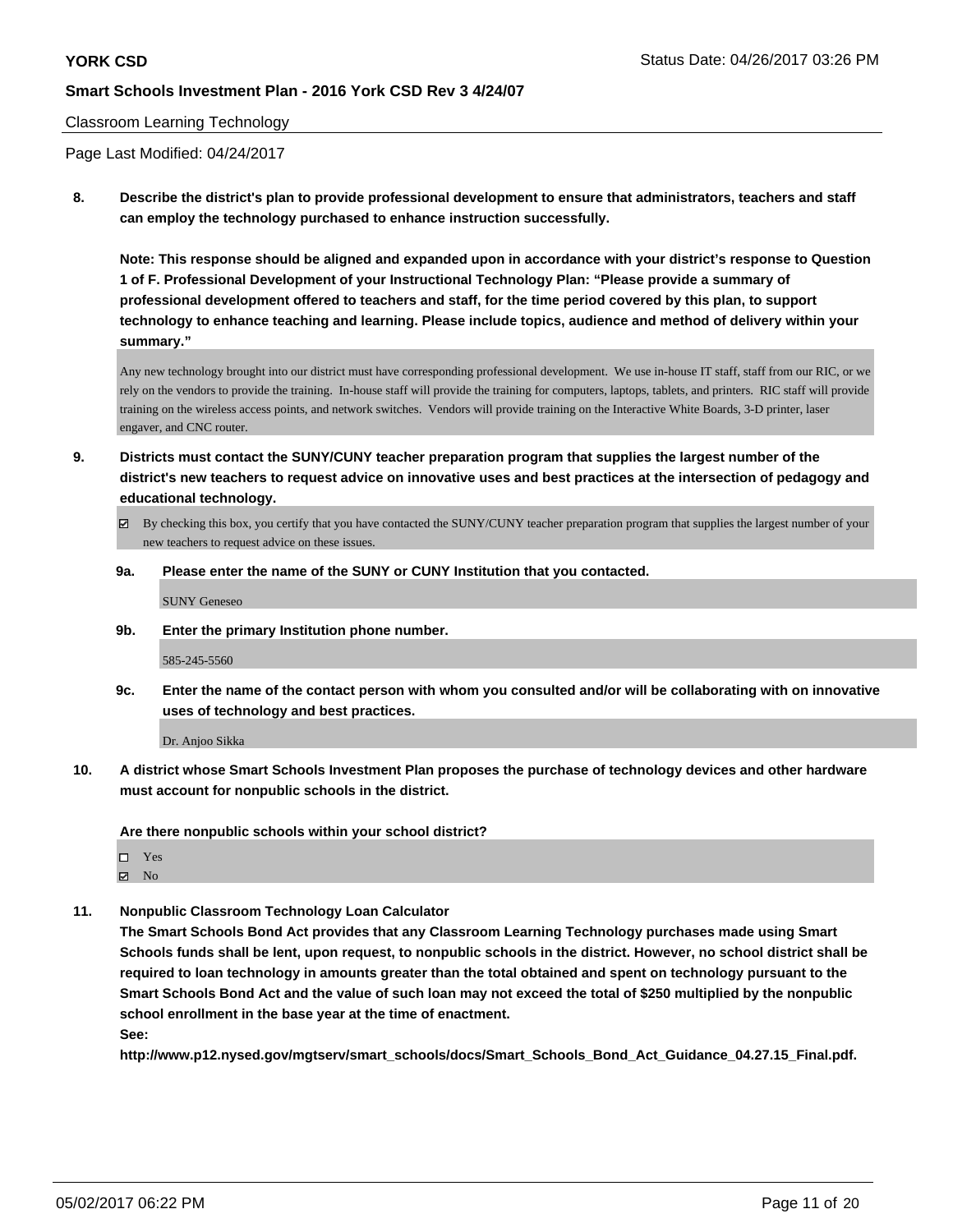Classroom Learning Technology

Page Last Modified: 04/24/2017

**8. Describe the district's plan to provide professional development to ensure that administrators, teachers and staff can employ the technology purchased to enhance instruction successfully.**

**Note: This response should be aligned and expanded upon in accordance with your district's response to Question 1 of F. Professional Development of your Instructional Technology Plan: "Please provide a summary of professional development offered to teachers and staff, for the time period covered by this plan, to support technology to enhance teaching and learning. Please include topics, audience and method of delivery within your summary."**

Any new technology brought into our district must have corresponding professional development. We use in-house IT staff, staff from our RIC, or we rely on the vendors to provide the training. In-house staff will provide the training for computers, laptops, tablets, and printers. RIC staff will provide training on the wireless access points, and network switches. Vendors will provide training on the Interactive White Boards, 3-D printer, laser engaver, and CNC router.

**9. Districts must contact the SUNY/CUNY teacher preparation program that supplies the largest number of the district's new teachers to request advice on innovative uses and best practices at the intersection of pedagogy and educational technology.**

☑ By checking this box, you certify that you have contacted the SUNY/CUNY teacher preparation program that supplies the largest number of your new teachers to request advice on these issues.

**9a. Please enter the name of the SUNY or CUNY Institution that you contacted.**

SUNY Geneseo

**9b. Enter the primary Institution phone number.**

585-245-5560

**9c. Enter the name of the contact person with whom you consulted and/or will be collaborating with on innovative uses of technology and best practices.**

Dr. Anjoo Sikka

**10. A district whose Smart Schools Investment Plan proposes the purchase of technology devices and other hardware must account for nonpublic schools in the district.**

**Are there nonpublic schools within your school district?**

☐ Yes
☑ No

**11. Nonpublic Classroom Technology Loan Calculator**

**The Smart Schools Bond Act provides that any Classroom Learning Technology purchases made using Smart Schools funds shall be lent, upon request, to nonpublic schools in the district. However, no school district shall be required to loan technology in amounts greater than the total obtained and spent on technology pursuant to the Smart Schools Bond Act and the value of such loan may not exceed the total of $250 multiplied by the nonpublic school enrollment in the base year at the time of enactment.**

**See:**

**http://www.p12.nysed.gov/mgtserv/smart_schools/docs/Smart_Schools_Bond_Act_Guidance_04.27.15_Final.pdf.**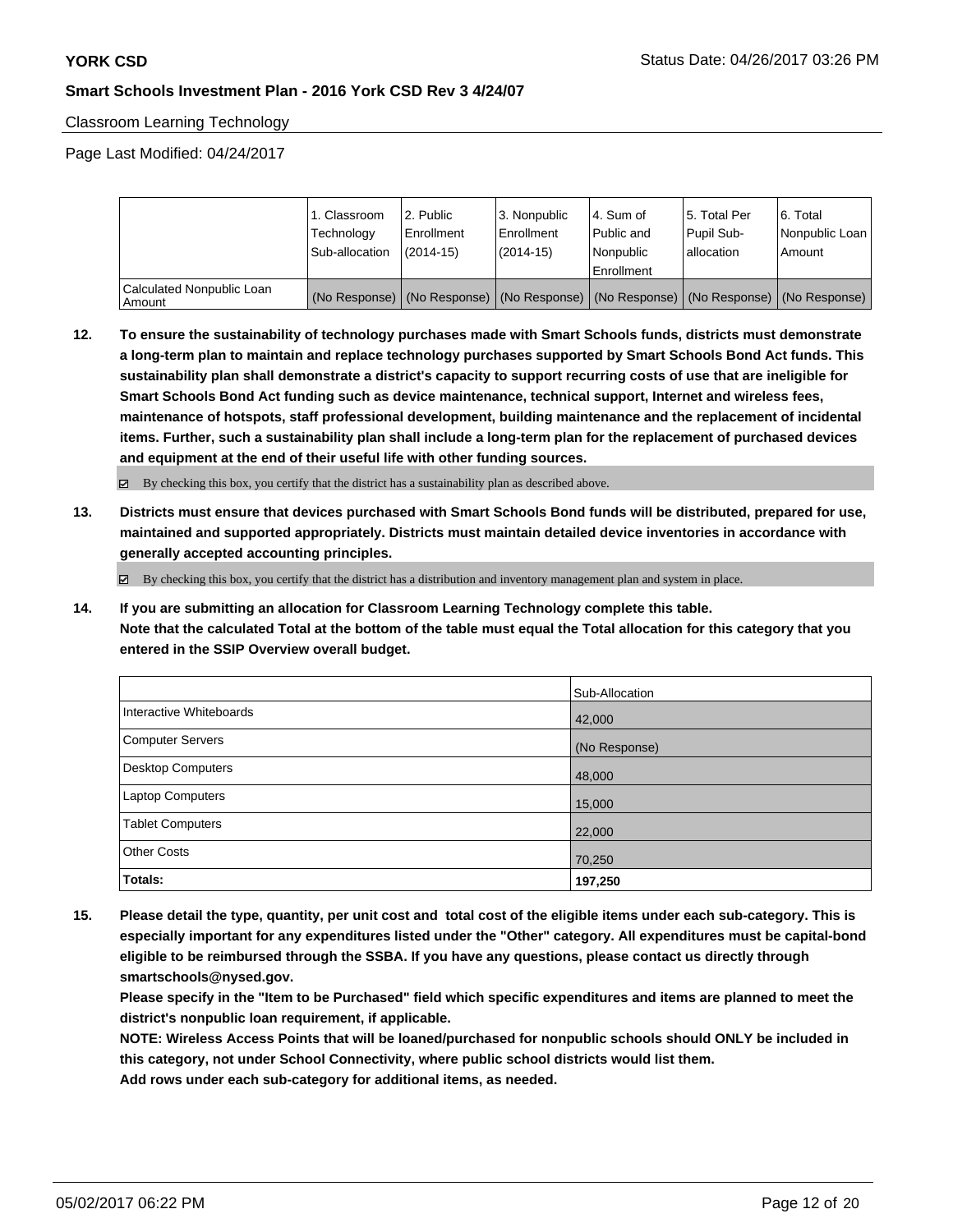Classroom Learning Technology

Page Last Modified: 04/24/2017

| | 1. Classroom Technology Sub-allocation | 2. Public Enrollment (2014-15) | 3. Nonpublic Enrollment (2014-15) | 4. Sum of Public and Nonpublic Enrollment | 5. Total Per Pupil Sub-allocation | 6. Total Nonpublic Loan Amount |
|---|---|---|---|---|---|---|
| Calculated Nonpublic Loan Amount | (No Response) | (No Response) | (No Response) | (No Response) | (No Response) | (No Response) |

**12. To ensure the sustainability of technology purchases made with Smart Schools funds, districts must demonstrate a long-term plan to maintain and replace technology purchases supported by Smart Schools Bond Act funds. This sustainability plan shall demonstrate a district's capacity to support recurring costs of use that are ineligible for Smart Schools Bond Act funding such as device maintenance, technical support, Internet and wireless fees, maintenance of hotspots, staff professional development, building maintenance and the replacement of incidental items. Further, such a sustainability plan shall include a long-term plan for the replacement of purchased devices and equipment at the end of their useful life with other funding sources.**

☑ By checking this box, you certify that the district has a sustainability plan as described above.

**13. Districts must ensure that devices purchased with Smart Schools Bond funds will be distributed, prepared for use, maintained and supported appropriately. Districts must maintain detailed device inventories in accordance with generally accepted accounting principles.**

☑ By checking this box, you certify that the district has a distribution and inventory management plan and system in place.

**14. If you are submitting an allocation for Classroom Learning Technology complete this table. Note that the calculated Total at the bottom of the table must equal the Total allocation for this category that you entered in the SSIP Overview overall budget.**

| | Sub-Allocation |
|---|---|
| Interactive Whiteboards | 42,000 |
| Computer Servers | (No Response) |
| Desktop Computers | 48,000 |
| Laptop Computers | 15,000 |
| Tablet Computers | 22,000 |
| Other Costs | 70,250 |
| **Totals:** | **197,250** |

**15. Please detail the type, quantity, per unit cost and total cost of the eligible items under each sub-category. This is especially important for any expenditures listed under the "Other" category. All expenditures must be capital-bond eligible to be reimbursed through the SSBA. If you have any questions, please contact us directly through smartschools@nysed.gov.**

**Please specify in the "Item to be Purchased" field which specific expenditures and items are planned to meet the district's nonpublic loan requirement, if applicable.**

**NOTE: Wireless Access Points that will be loaned/purchased for nonpublic schools should ONLY be included in this category, not under School Connectivity, where public school districts would list them.**

**Add rows under each sub-category for additional items, as needed.**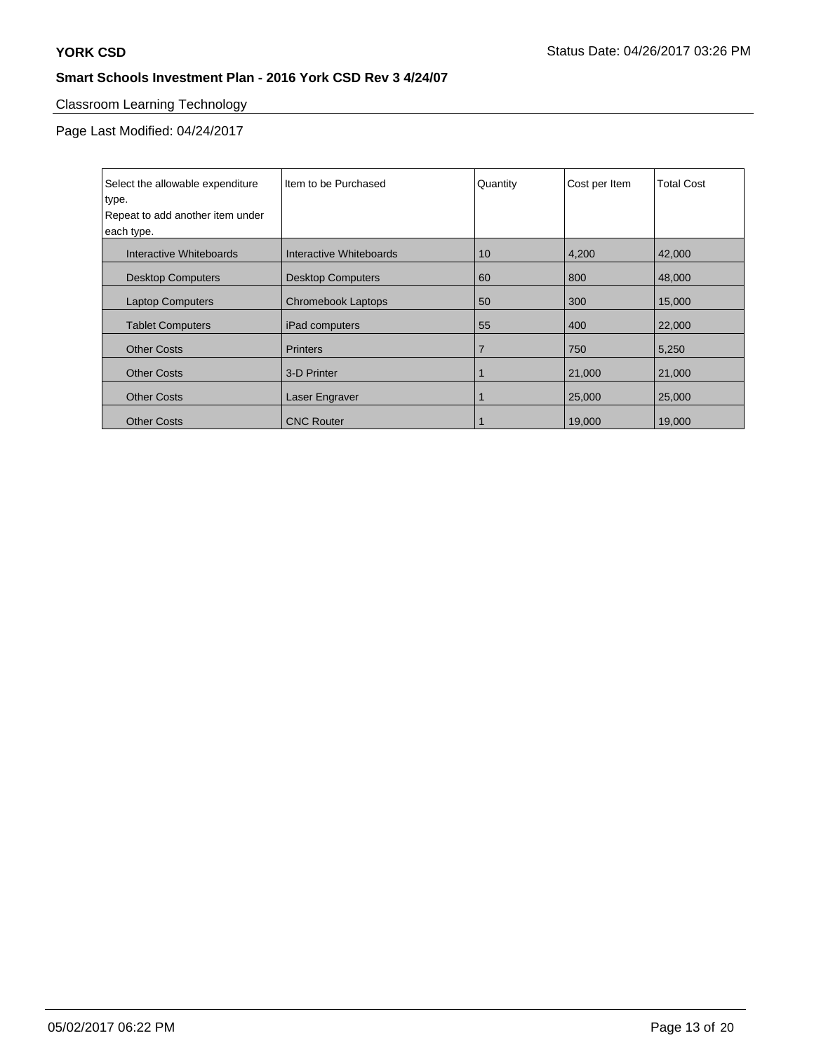## Classroom Learning Technology

Page Last Modified: 04/24/2017

| Select the allowable expenditure type. Repeat to add another item under each type. | Item to be Purchased | Quantity | Cost per Item | Total Cost |
|---|---|---|---|---|
| Interactive Whiteboards | Interactive Whiteboards | 10 | 4,200 | 42,000 |
| Desktop Computers | Desktop Computers | 60 | 800 | 48,000 |
| Laptop Computers | Chromebook Laptops | 50 | 300 | 15,000 |
| Tablet Computers | iPad computers | 55 | 400 | 22,000 |
| Other Costs | Printers | 7 | 750 | 5,250 |
| Other Costs | 3-D Printer | 1 | 21,000 | 21,000 |
| Other Costs | Laser Engraver | 1 | 25,000 | 25,000 |
| Other Costs | CNC Router | 1 | 19,000 | 19,000 |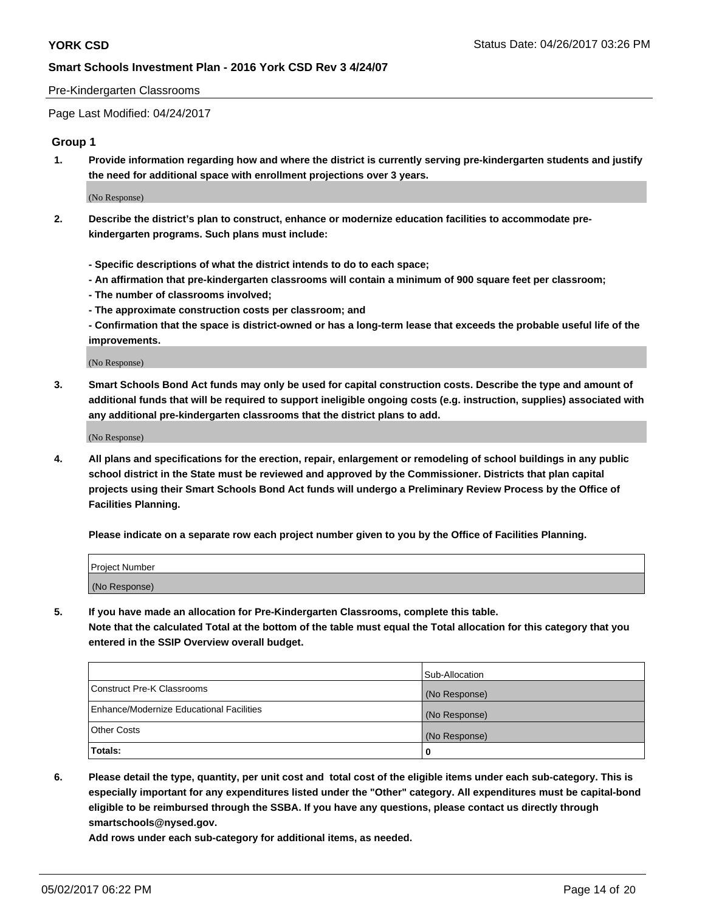Pre-Kindergarten Classrooms

Page Last Modified: 04/24/2017

## Group 1

**1. Provide information regarding how and where the district is currently serving pre-kindergarten students and justify the need for additional space with enrollment projections over 3 years.**

(No Response)

**2. Describe the district's plan to construct, enhance or modernize education facilities to accommodate pre-kindergarten programs. Such plans must include:**

**- Specific descriptions of what the district intends to do to each space;**
**- An affirmation that pre-kindergarten classrooms will contain a minimum of 900 square feet per classroom;**
**- The number of classrooms involved;**
**- The approximate construction costs per classroom; and**
**- Confirmation that the space is district-owned or has a long-term lease that exceeds the probable useful life of the improvements.**

(No Response)

**3. Smart Schools Bond Act funds may only be used for capital construction costs. Describe the type and amount of additional funds that will be required to support ineligible ongoing costs (e.g. instruction, supplies) associated with any additional pre-kindergarten classrooms that the district plans to add.**

(No Response)

**4. All plans and specifications for the erection, repair, enlargement or remodeling of school buildings in any public school district in the State must be reviewed and approved by the Commissioner. Districts that plan capital projects using their Smart Schools Bond Act funds will undergo a Preliminary Review Process by the Office of Facilities Planning.**

**Please indicate on a separate row each project number given to you by the Office of Facilities Planning.**

| Project Number |
|---|
| (No Response) |

**5. If you have made an allocation for Pre-Kindergarten Classrooms, complete this table.**
**Note that the calculated Total at the bottom of the table must equal the Total allocation for this category that you entered in the SSIP Overview overall budget.**

| | Sub-Allocation |
|---|---|
| Construct Pre-K Classrooms | (No Response) |
| Enhance/Modernize Educational Facilities | (No Response) |
| Other Costs | (No Response) |
| **Totals:** | **0** |

**6. Please detail the type, quantity, per unit cost and total cost of the eligible items under each sub-category. This is especially important for any expenditures listed under the "Other" category. All expenditures must be capital-bond eligible to be reimbursed through the SSBA. If you have any questions, please contact us directly through smartschools@nysed.gov.**

**Add rows under each sub-category for additional items, as needed.**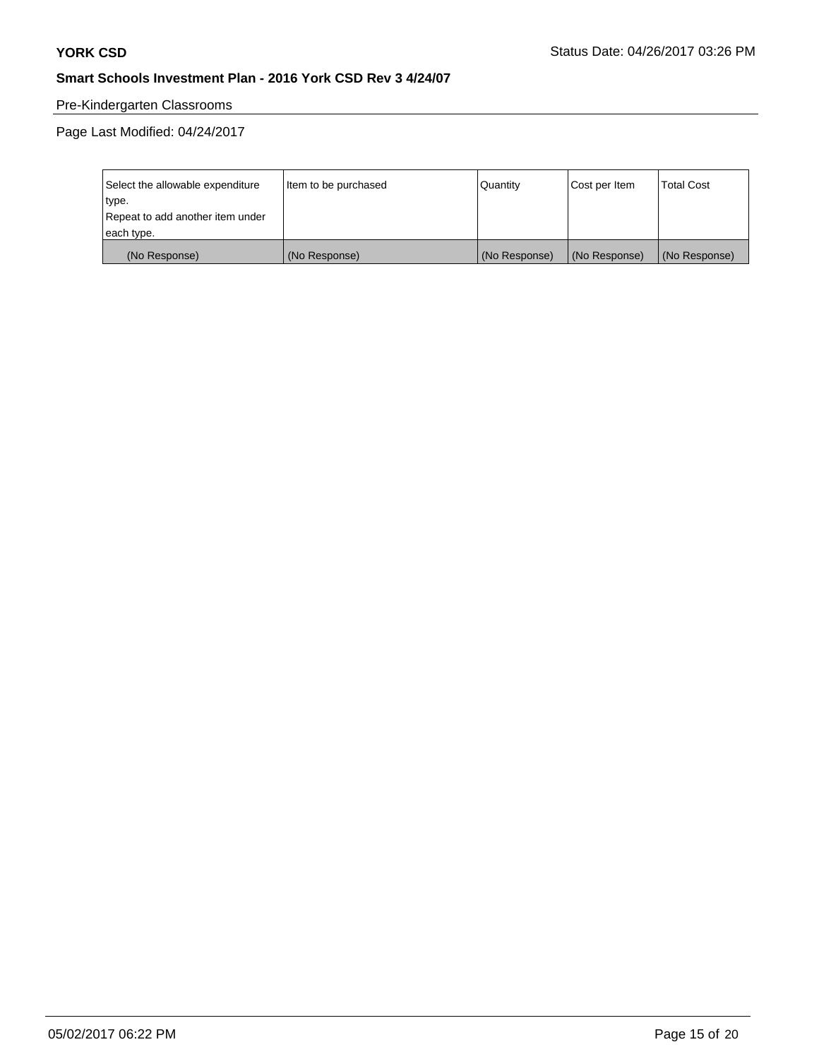Pre-Kindergarten Classrooms

Page Last Modified: 04/24/2017

| Select the allowable expenditure type. Repeat to add another item under each type. | Item to be purchased | Quantity | Cost per Item | Total Cost |
|---|---|---|---|---|
| (No Response) | (No Response) | (No Response) | (No Response) | (No Response) |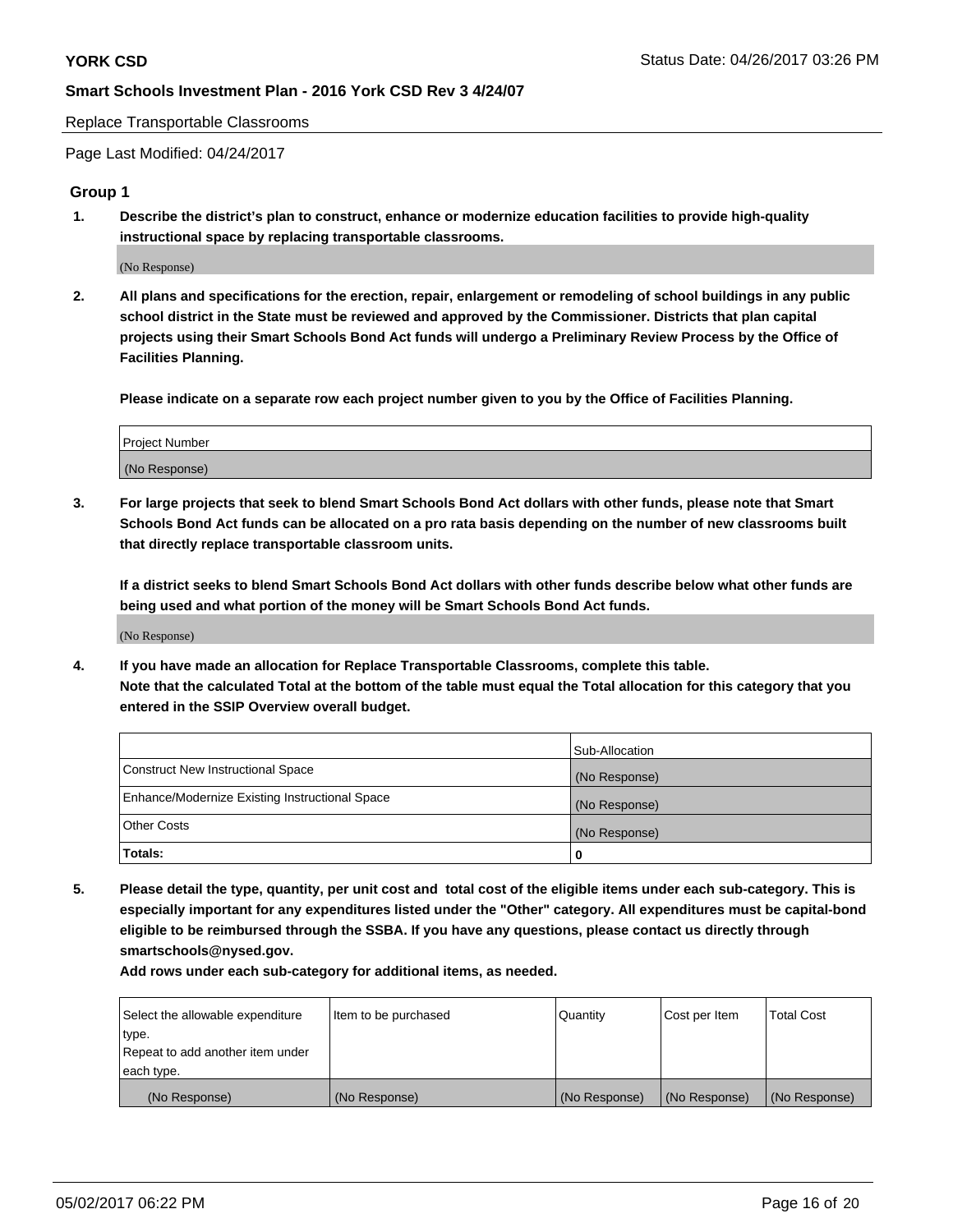Replace Transportable Classrooms

Page Last Modified: 04/24/2017

## Group 1

**1. Describe the district's plan to construct, enhance or modernize education facilities to provide high-quality instructional space by replacing transportable classrooms.**

(No Response)

**2. All plans and specifications for the erection, repair, enlargement or remodeling of school buildings in any public school district in the State must be reviewed and approved by the Commissioner. Districts that plan capital projects using their Smart Schools Bond Act funds will undergo a Preliminary Review Process by the Office of Facilities Planning.**

**Please indicate on a separate row each project number given to you by the Office of Facilities Planning.**

| Project Number |
|---|
| (No Response) |

**3. For large projects that seek to blend Smart Schools Bond Act dollars with other funds, please note that Smart Schools Bond Act funds can be allocated on a pro rata basis depending on the number of new classrooms built that directly replace transportable classroom units.**

**If a district seeks to blend Smart Schools Bond Act dollars with other funds describe below what other funds are being used and what portion of the money will be Smart Schools Bond Act funds.**

(No Response)

**4. If you have made an allocation for Replace Transportable Classrooms, complete this table. Note that the calculated Total at the bottom of the table must equal the Total allocation for this category that you entered in the SSIP Overview overall budget.**

| | Sub-Allocation |
|---|---|
| Construct New Instructional Space | (No Response) |
| Enhance/Modernize Existing Instructional Space | (No Response) |
| Other Costs | (No Response) |
| **Totals:** | **0** |

**5. Please detail the type, quantity, per unit cost and total cost of the eligible items under each sub-category. This is especially important for any expenditures listed under the "Other" category. All expenditures must be capital-bond eligible to be reimbursed through the SSBA. If you have any questions, please contact us directly through smartschools@nysed.gov.**

**Add rows under each sub-category for additional items, as needed.**

| Select the allowable expenditure type. Repeat to add another item under each type. | Item to be purchased | Quantity | Cost per Item | Total Cost |
|---|---|---|---|---|
| (No Response) | (No Response) | (No Response) | (No Response) | (No Response) |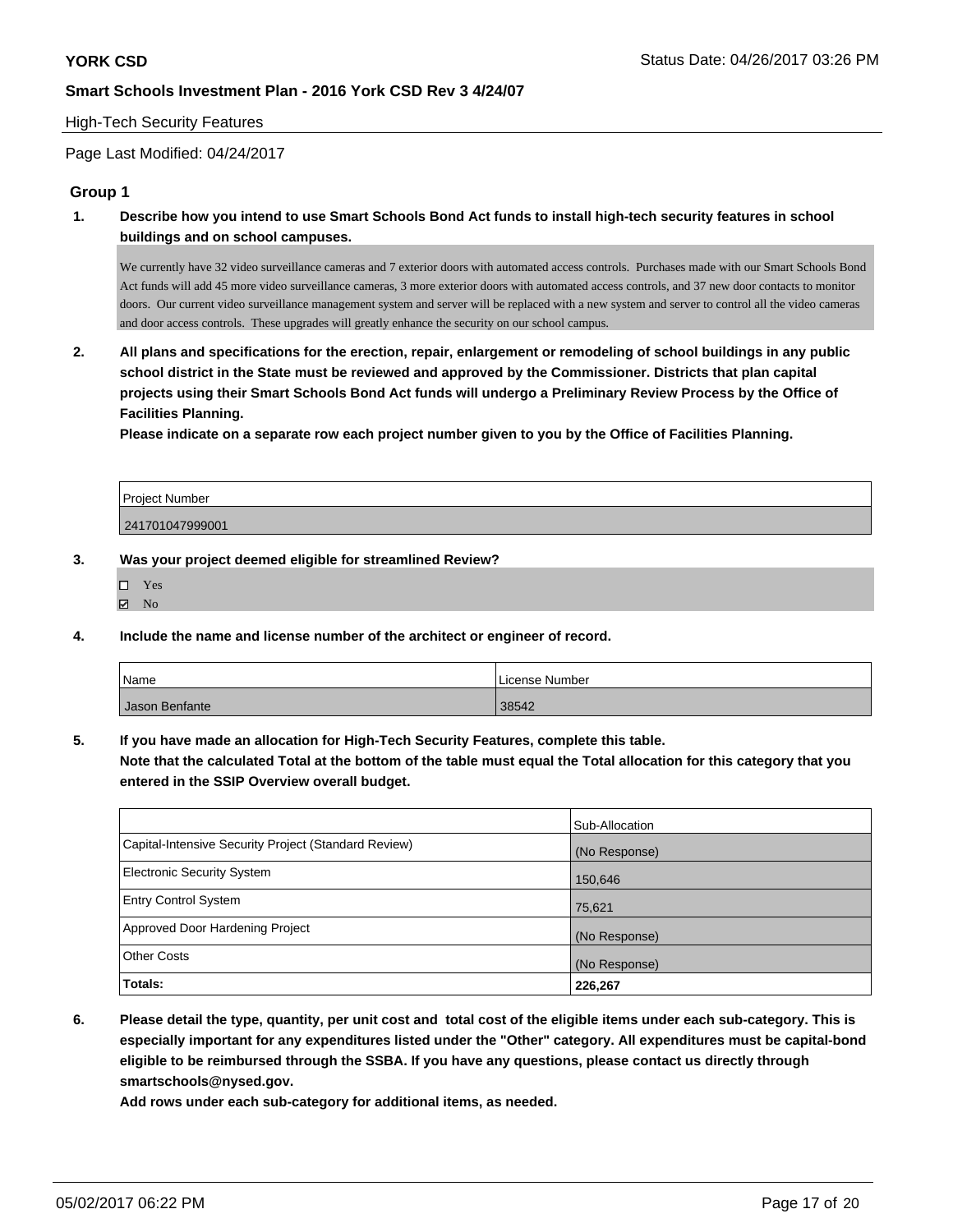High-Tech Security Features

Page Last Modified: 04/24/2017

## Group 1

**1. Describe how you intend to use Smart Schools Bond Act funds to install high-tech security features in school buildings and on school campuses.**

We currently have 32 video surveillance cameras and 7 exterior doors with automated access controls. Purchases made with our Smart Schools Bond Act funds will add 45 more video surveillance cameras, 3 more exterior doors with automated access controls, and 37 new door contacts to monitor doors. Our current video surveillance management system and server will be replaced with a new system and server to control all the video cameras and door access controls. These upgrades will greatly enhance the security on our school campus.

**2. All plans and specifications for the erection, repair, enlargement or remodeling of school buildings in any public school district in the State must be reviewed and approved by the Commissioner. Districts that plan capital projects using their Smart Schools Bond Act funds will undergo a Preliminary Review Process by the Office of Facilities Planning.**
**Please indicate on a separate row each project number given to you by the Office of Facilities Planning.**

| Project Number |
|---|
| 241701047999001 |

**3. Was your project deemed eligible for streamlined Review?**

- ☐ Yes
- ☑ No

**4. Include the name and license number of the architect or engineer of record.**

| Name | License Number |
|---|---|
| Jason Benfante | 38542 |

**5. If you have made an allocation for High-Tech Security Features, complete this table.**
**Note that the calculated Total at the bottom of the table must equal the Total allocation for this category that you entered in the SSIP Overview overall budget.**

| | Sub-Allocation |
|---|---|
| Capital-Intensive Security Project (Standard Review) | (No Response) |
| Electronic Security System | 150,646 |
| Entry Control System | 75,621 |
| Approved Door Hardening Project | (No Response) |
| Other Costs | (No Response) |
| **Totals:** | **226,267** |

**6. Please detail the type, quantity, per unit cost and total cost of the eligible items under each sub-category. This is especially important for any expenditures listed under the "Other" category. All expenditures must be capital-bond eligible to be reimbursed through the SSBA. If you have any questions, please contact us directly through smartschools@nysed.gov.**
**Add rows under each sub-category for additional items, as needed.**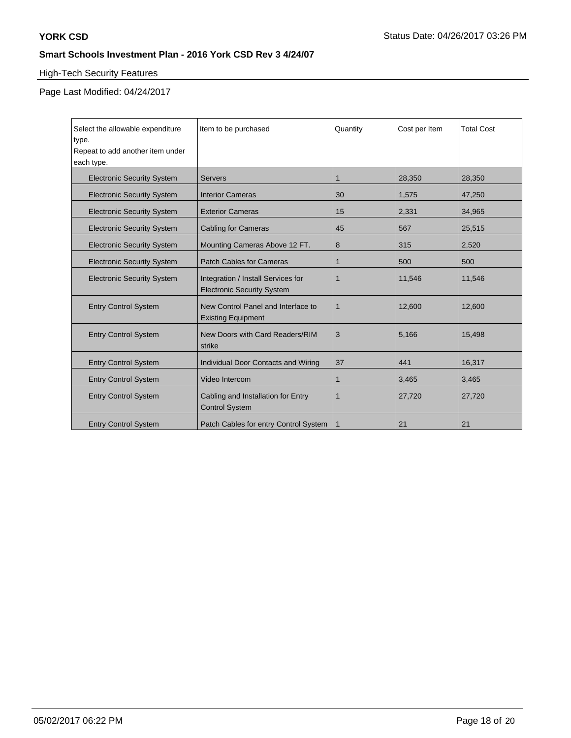## High-Tech Security Features

Page Last Modified: 04/24/2017

| Select the allowable expenditure type. Repeat to add another item under each type. | Item to be purchased | Quantity | Cost per Item | Total Cost |
|---|---|---|---|---|
| Electronic Security System | Servers | 1 | 28,350 | 28,350 |
| Electronic Security System | Interior Cameras | 30 | 1,575 | 47,250 |
| Electronic Security System | Exterior Cameras | 15 | 2,331 | 34,965 |
| Electronic Security System | Cabling for Cameras | 45 | 567 | 25,515 |
| Electronic Security System | Mounting Cameras Above 12 FT. | 8 | 315 | 2,520 |
| Electronic Security System | Patch Cables for Cameras | 1 | 500 | 500 |
| Electronic Security System | Integration / Install Services for Electronic Security System | 1 | 11,546 | 11,546 |
| Entry Control System | New Control Panel and Interface to Existing Equipment | 1 | 12,600 | 12,600 |
| Entry Control System | New Doors with Card Readers/RIM strike | 3 | 5,166 | 15,498 |
| Entry Control System | Individual Door Contacts and Wiring | 37 | 441 | 16,317 |
| Entry Control System | Video Intercom | 1 | 3,465 | 3,465 |
| Entry Control System | Cabling and Installation for Entry Control System | 1 | 27,720 | 27,720 |
| Entry Control System | Patch Cables for entry Control System | 1 | 21 | 21 |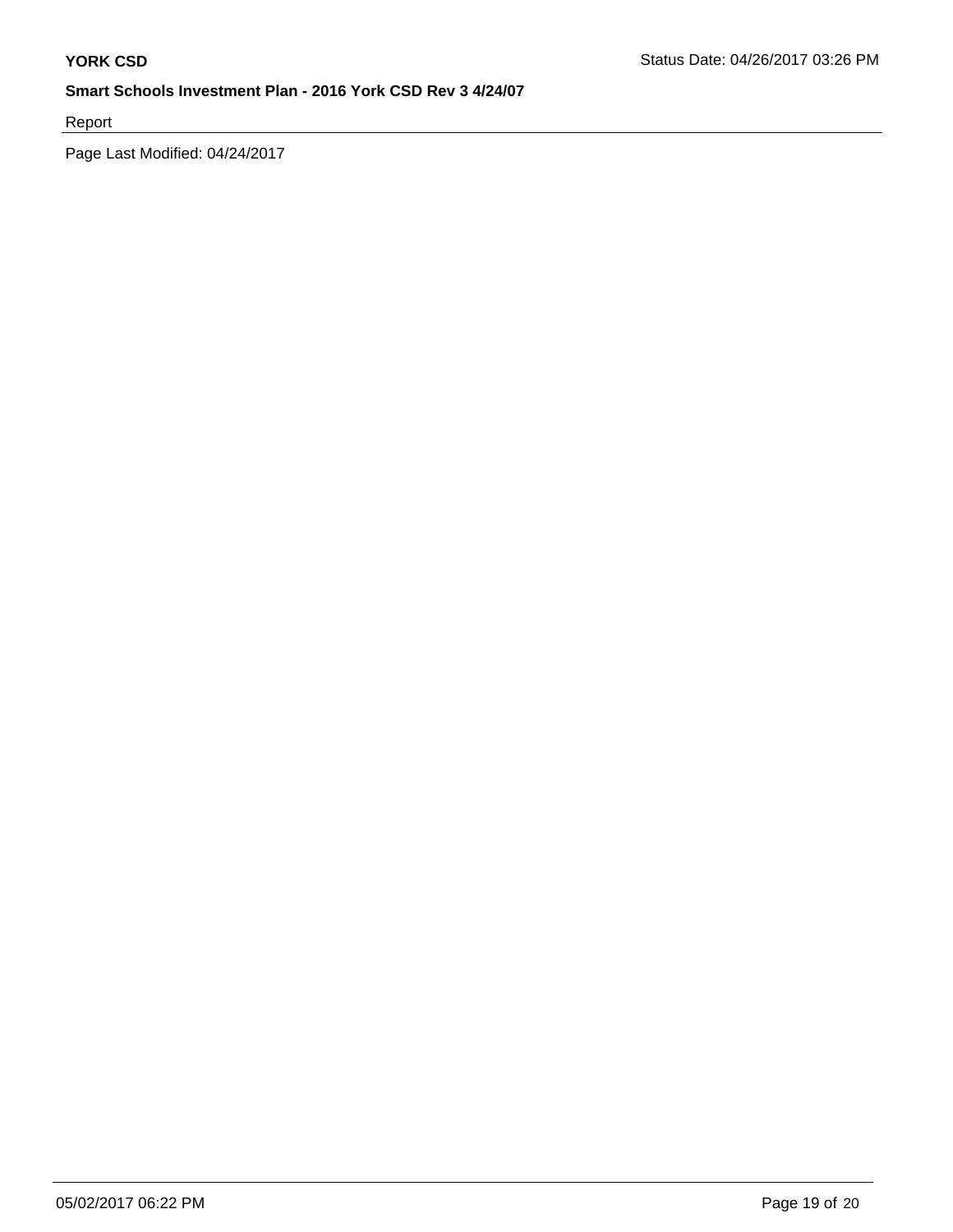Report

Page Last Modified: 04/24/2017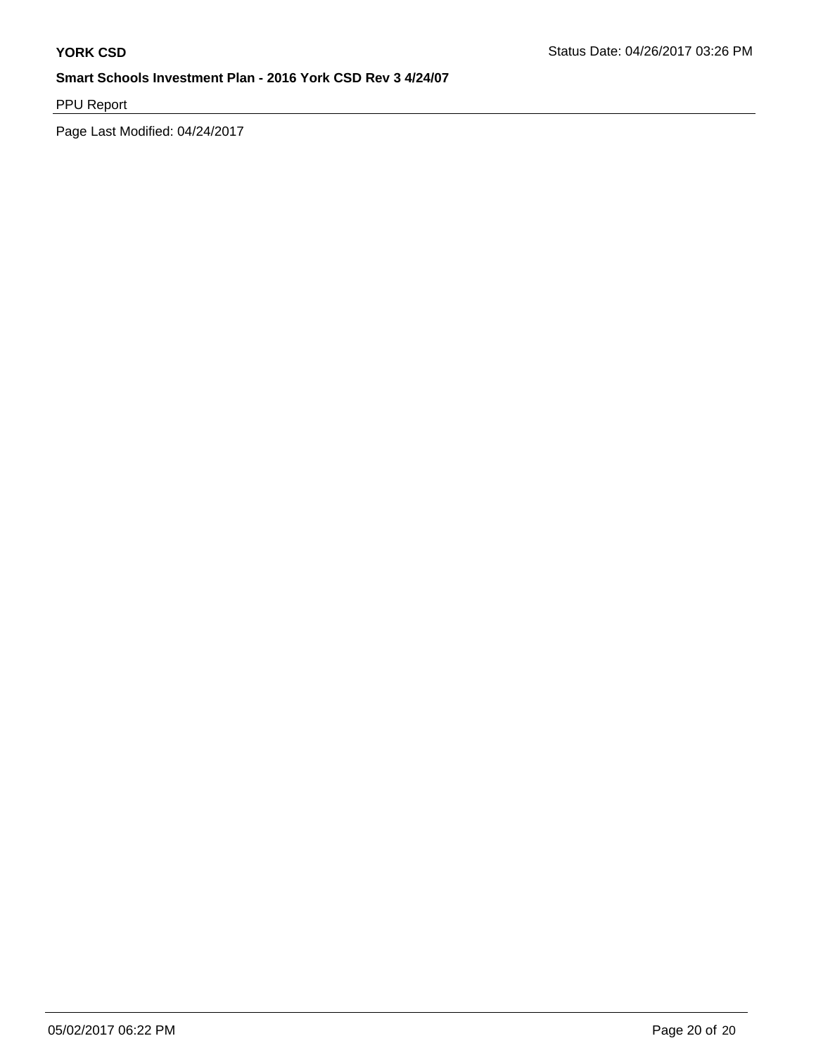PPU Report

Page Last Modified: 04/24/2017